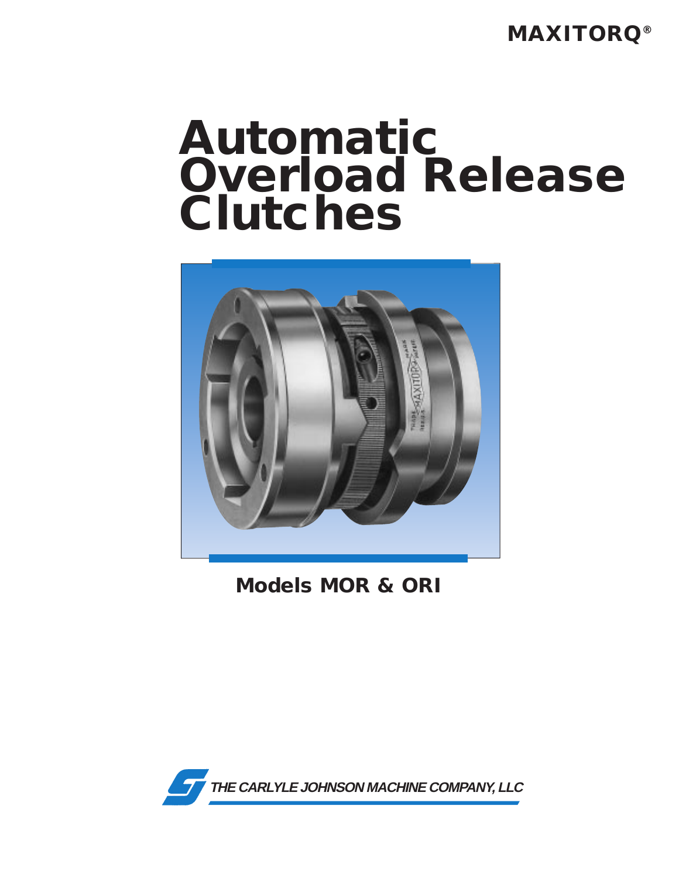MAXITORQ®

# Automatic Overload Release Clutches

## Models MOR & ORI

THE CARLYLE JOHNSON MACHINE COMPANY, LLC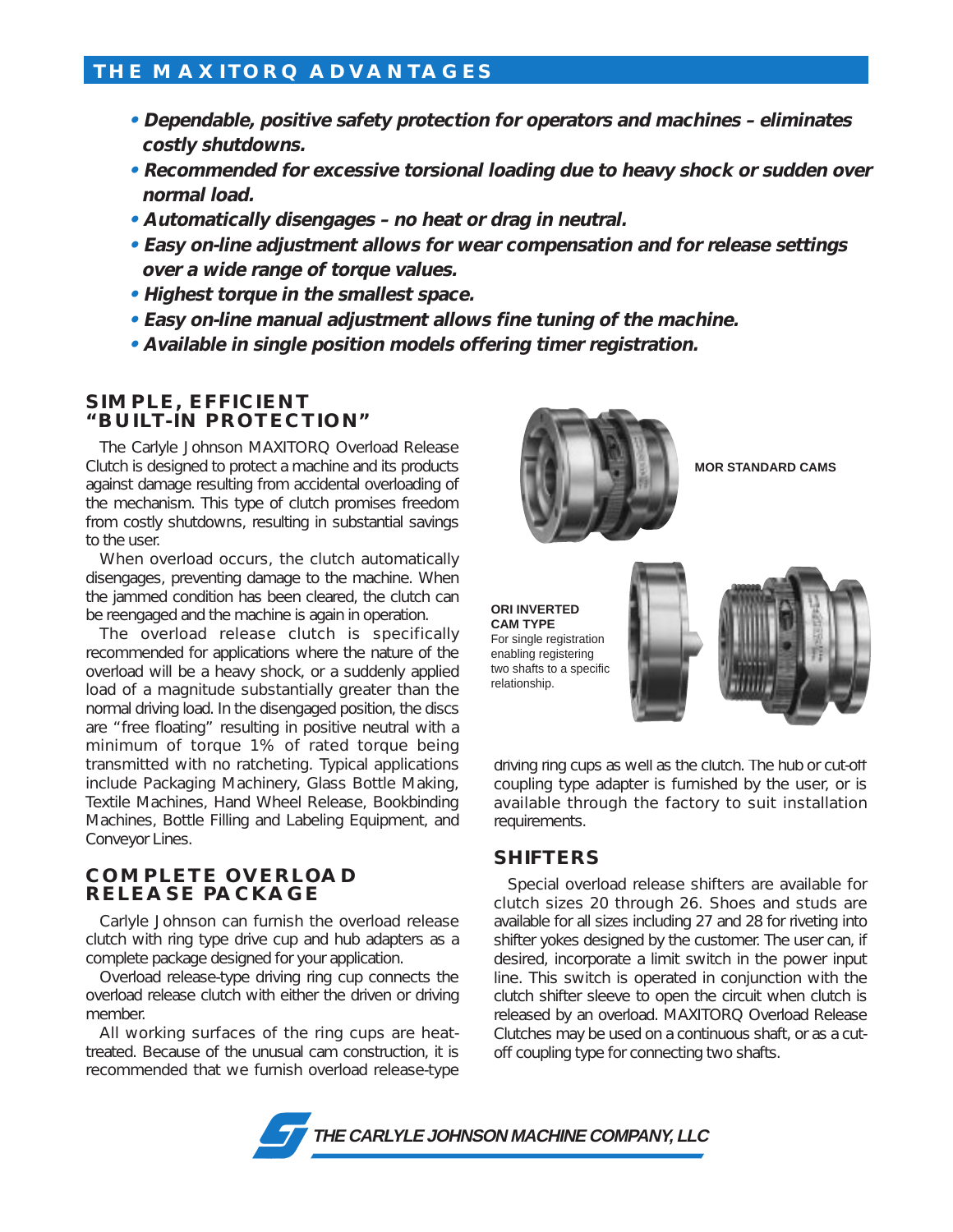## THE MAXITORQ ADVANTAGES

- ***Dependable, positive safety protection for operators and machines – eliminates costly shutdowns.***
- ***Recommended for excessive torsional loading due to heavy shock or sudden over normal load.***
- ***Automatically disengages – no heat or drag in neutral.***
- ***Easy on-line adjustment allows for wear compensation and for release settings over a wide range of torque values.***
- ***Highest torque in the smallest space.***
- ***Easy on-line manual adjustment allows fine tuning of the machine.***
- ***Available in single position models offering timer registration.***

### SIMPLE, EFFICIENT "BUILT-IN PROTECTION"

The Carlyle Johnson MAXITORQ Overload Release Clutch is designed to protect a machine and its products against damage resulting from accidental overloading of the mechanism. This type of clutch promises freedom from costly shutdowns, resulting in substantial savings to the user.

When overload occurs, the clutch automatically disengages, preventing damage to the machine. When the jammed condition has been cleared, the clutch can be reengaged and the machine is again in operation.

The overload release clutch is specifically recommended for applications where the nature of the overload will be a heavy shock, or a suddenly applied load of a magnitude substantially greater than the normal driving load. In the disengaged position, the discs are "free floating" resulting in positive neutral with a minimum of torque 1% of rated torque being transmitted with no ratcheting. Typical applications include Packaging Machinery, Glass Bottle Making, Textile Machines, Hand Wheel Release, Bookbinding Machines, Bottle Filling and Labeling Equipment, and Conveyor Lines.

### COMPLETE OVERLOAD RELEASE PACKAGE

Carlyle Johnson can furnish the overload release clutch with ring type drive cup and hub adapters as a complete package designed for your application.

Overload release-type driving ring cup connects the overload release clutch with either the driven or driving member.

All working surfaces of the ring cups are heat-treated. Because of the unusual cam construction, it is recommended that we furnish overload release-type driving ring cups as well as the clutch. The hub or cut-off coupling type adapter is furnished by the user, or is available through the factory to suit installation requirements.

**MOR STANDARD CAMS**

**ORI INVERTED CAM TYPE**
For single registration enabling registering two shafts to a specific relationship.

### SHIFTERS

Special overload release shifters are available for clutch sizes 20 through 26. Shoes and studs are available for all sizes including 27 and 28 for riveting into shifter yokes designed by the customer. The user can, if desired, incorporate a limit switch in the power input line. This switch is operated in conjunction with the clutch shifter sleeve to open the circuit when clutch is released by an overload. MAXITORQ Overload Release Clutches may be used on a continuous shaft, or as a cut-off coupling type for connecting two shafts.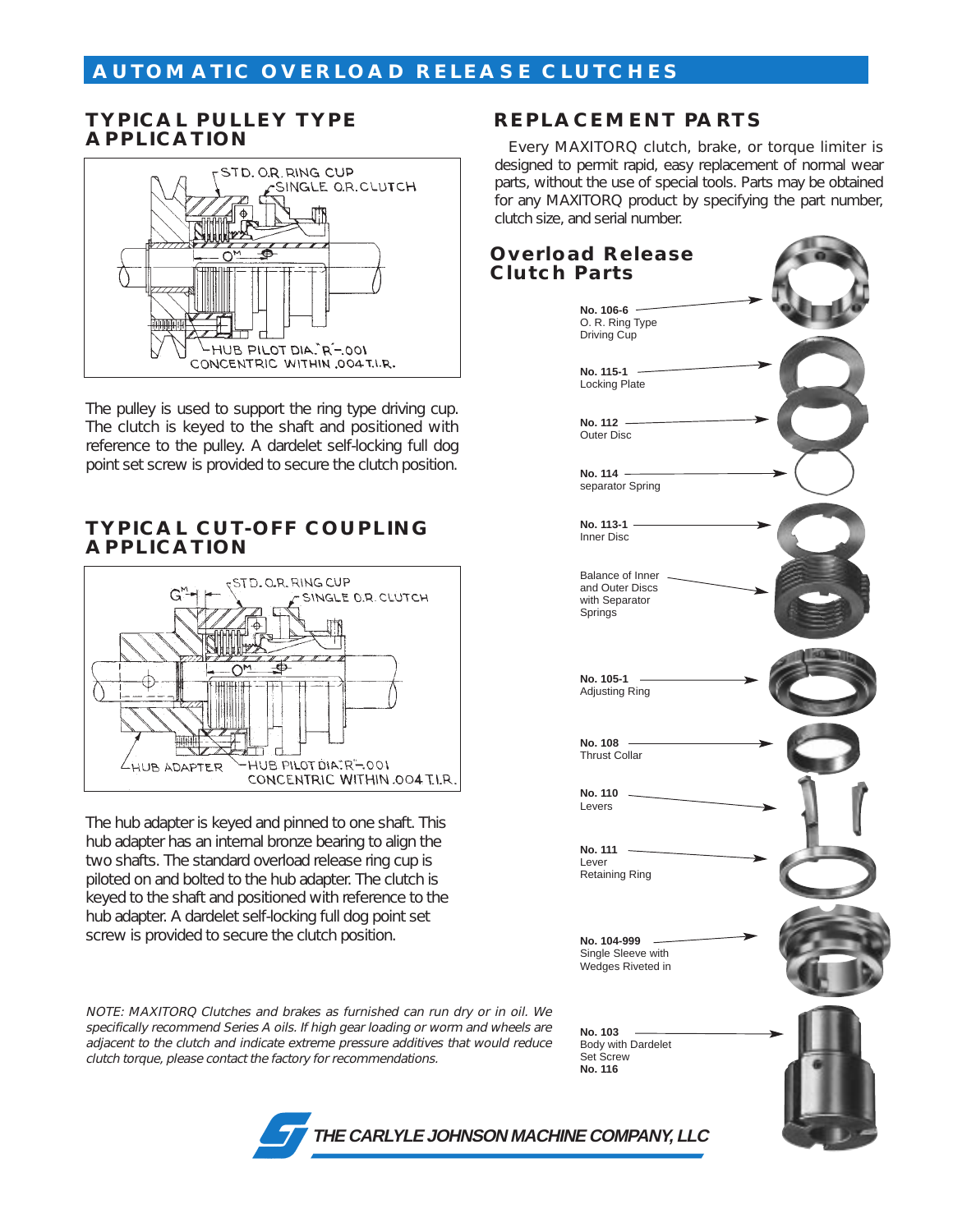# AUTOMATIC OVERLOAD RELEASE CLUTCHES

## TYPICAL PULLEY TYPE APPLICATION

STD. O.R. RING CUP

SINGLE O.R. CLUTCH

HUB PILOT DIA. "R" -.001 CONCENTRIC WITHIN .004 T.I.R.

The pulley is used to support the ring type driving cup. The clutch is keyed to the shaft and positioned with reference to the pulley. A dardelet self-locking full dog point set screw is provided to secure the clutch position.

## TYPICAL CUT-OFF COUPLING APPLICATION

STD. O.R. RING CUP

SINGLE O.R. CLUTCH

HUB ADAPTER

HUB PILOT DIA. "R" -.001 CONCENTRIC WITHIN .004 T.I.R.

The hub adapter is keyed and pinned to one shaft. This hub adapter has an internal bronze bearing to align the two shafts. The standard overload release ring cup is piloted on and bolted to the hub adapter. The clutch is keyed to the shaft and positioned with reference to the hub adapter. A dardelet self-locking full dog point set screw is provided to secure the clutch position.

*NOTE: MAXITORQ Clutches and brakes as furnished can run dry or in oil. We specifically recommend Series A oils. If high gear loading or worm and wheels are adjacent to the clutch and indicate extreme pressure additives that would reduce clutch torque, please contact the factory for recommendations.*

## REPLACEMENT PARTS

Every MAXITORQ clutch, brake, or torque limiter is designed to permit rapid, easy replacement of normal wear parts, without the use of special tools. Parts may be obtained for any MAXITORQ product by specifying the part number, clutch size, and serial number.

## Overload Release Clutch Parts

**No. 106-6** O. R. Ring Type Driving Cup

**No. 115-1** Locking Plate

**No. 112** Outer Disc

**No. 114** separator Spring

**No. 113-1** Inner Disc

Balance of Inner and Outer Discs with Separator Springs

**No. 105-1** Adjusting Ring

**No. 108** Thrust Collar

**No. 110** Levers

**No. 111** Lever Retaining Ring

**No. 104-999** Single Sleeve with Wedges Riveted in

**No. 103** Body with Dardelet Set Screw **No. 116**

**THE CARLYLE JOHNSON MACHINE COMPANY, LLC**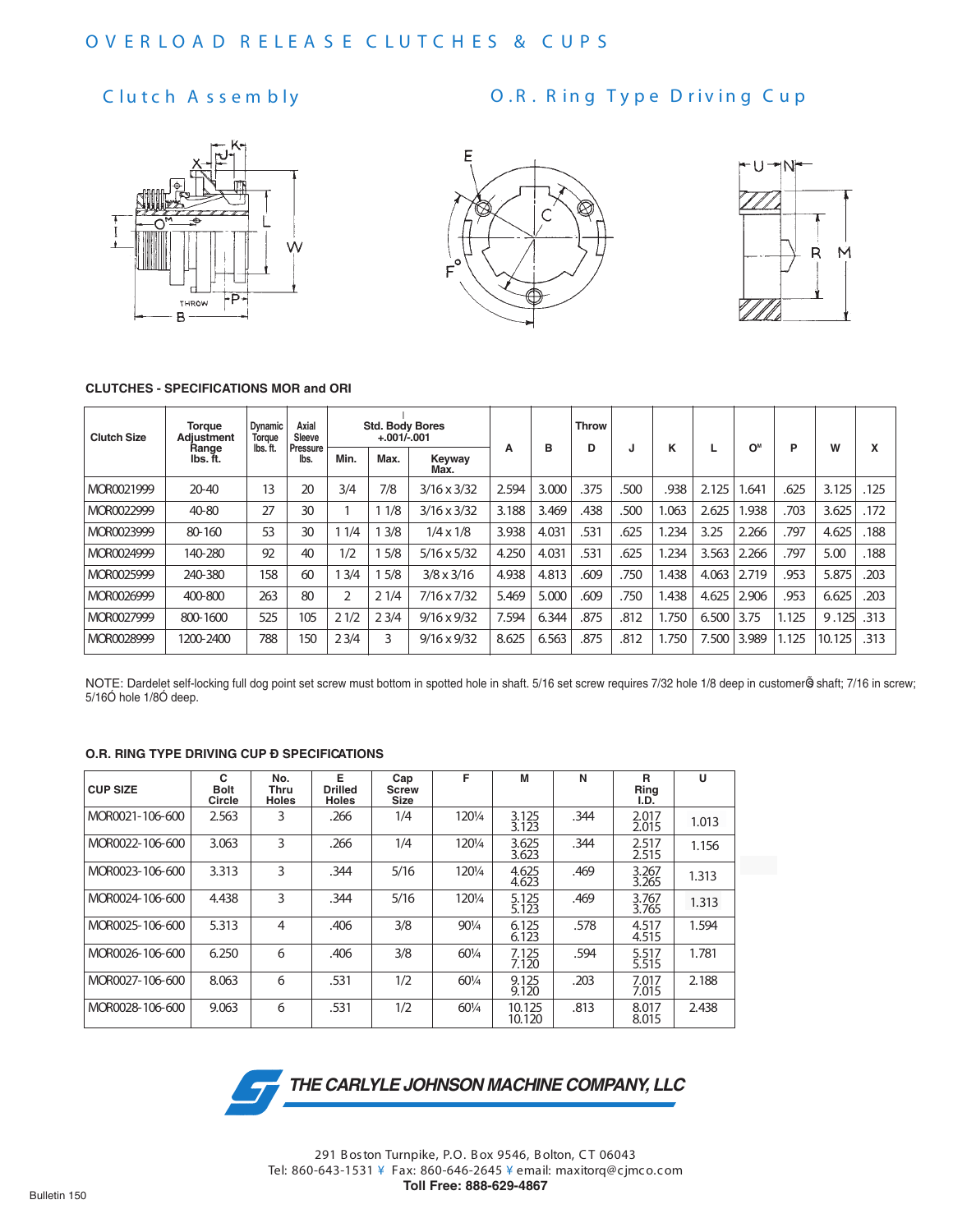# OVERLOAD RELEASE CLUTCHES & CUPS

## Clutch Assembly

## O.R. Ring Type Driving Cup

### CLUTCHES - SPECIFICATIONS MOR and ORI

| Clutch Size | Torque Adjustment Range lbs. ft. | Dynamic Torque lbs. ft. | Axial Sleeve Pressure lbs. | Std. Body Bores +.001/-.001 | | | A | B | Throw D | J | K | L | O^M | P | W | X |
|---|---|---|---|---|---|---|---|---|---|---|---|---|---|---|---|---|
| | | | | Min. | Max. | Keyway Max. | | | | | | | | | | |
| MOR0021999 | 20-40 | 13 | 20 | 3/4 | 7/8 | 3/16 x 3/32 | 2.594 | 3.000 | .375 | .500 | .938 | 2.125 | 1.641 | .625 | 3.125 | .125 |
| MOR0022999 | 40-80 | 27 | 30 | 1 | 1 1/8 | 3/16 x 3/32 | 3.188 | 3.469 | .438 | .500 | 1.063 | 2.625 | 1.938 | .703 | 3.625 | .172 |
| MOR0023999 | 80-160 | 53 | 30 | 1 1/4 | 1 3/8 | 1/4 x 1/8 | 3.938 | 4.031 | .531 | .625 | 1.234 | 3.25 | 2.266 | .797 | 4.625 | .188 |
| MOR0024999 | 140-280 | 92 | 40 | 1/2 | 1 5/8 | 5/16 x 5/32 | 4.250 | 4.031 | .531 | .625 | 1.234 | 3.563 | 2.266 | .797 | 5.00 | .188 |
| MOR0025999 | 240-380 | 158 | 60 | 1 3/4 | 1 5/8 | 3/8 x 3/16 | 4.938 | 4.813 | .609 | .750 | 1.438 | 4.063 | 2.719 | .953 | 5.875 | .203 |
| MOR0026999 | 400-800 | 263 | 80 | 2 | 2 1/4 | 7/16 x 7/32 | 5.469 | 5.000 | .609 | .750 | 1.438 | 4.625 | 2.906 | .953 | 6.625 | .203 |
| MOR0027999 | 800-1600 | 525 | 105 | 2 1/2 | 2 3/4 | 9/16 x 9/32 | 7.594 | 6.344 | .875 | .812 | 1.750 | 6.500 | 3.75 | 1.125 | 9.125 | .313 |
| MOR0028999 | 1200-2400 | 788 | 150 | 2 3/4 | 3 | 9/16 x 9/32 | 8.625 | 6.563 | .875 | .812 | 1.750 | 7.500 | 3.989 | 1.125 | 10.125 | .313 |

NOTE: Dardelet self-locking full dog point set screw must bottom in spotted hole in shaft. 5/16 set screw requires 7/32 hole 1/8 deep in customerÕs shaft; 7/16 in screw; 5/16Ó hole 1/8Ó deep.

### O.R. RING TYPE DRIVING CUP Ð SPECIFICATIONS

| CUP SIZE | C Bolt Circle | No. Thru Holes | E Drilled Holes | Cap Screw Size | F | M | N | R Ring I.D. | U |
|---|---|---|---|---|---|---|---|---|---|
| MOR0021-106-600 | 2.563 | 3 | .266 | 1/4 | 120¼ | 3.125 3.123 | .344 | 2.017 2.015 | 1.013 |
| MOR0022-106-600 | 3.063 | 3 | .266 | 1/4 | 120¼ | 3.625 3.623 | .344 | 2.517 2.515 | 1.156 |
| MOR0023-106-600 | 3.313 | 3 | .344 | 5/16 | 120¼ | 4.625 4.623 | .469 | 3.267 3.265 | 1.313 |
| MOR0024-106-600 | 4.438 | 3 | .344 | 5/16 | 120¼ | 5.125 5.123 | .469 | 3.767 3.765 | 1.313 |
| MOR0025-106-600 | 5.313 | 4 | .406 | 3/8 | 90¼ | 6.125 6.123 | .578 | 4.517 4.515 | 1.594 |
| MOR0026-106-600 | 6.250 | 6 | .406 | 3/8 | 60¼ | 7.125 7.120 | .594 | 5.517 5.515 | 1.781 |
| MOR0027-106-600 | 8.063 | 6 | .531 | 1/2 | 60¼ | 9.125 9.120 | .203 | 7.017 7.015 | 2.188 |
| MOR0028-106-600 | 9.063 | 6 | .531 | 1/2 | 60¼ | 10.125 10.120 | .813 | 8.017 8.015 | 2.438 |

**THE CARLYLE JOHNSON MACHINE COMPANY, LLC**

291 Boston Turnpike, P.O. Box 9546, Bolton, CT 06043
Tel: 860-643-1531 ¥ Fax: 860-646-2645 ¥ email: maxitorq@cjmco.com
**Toll Free: 888-629-4867**

Bulletin 150